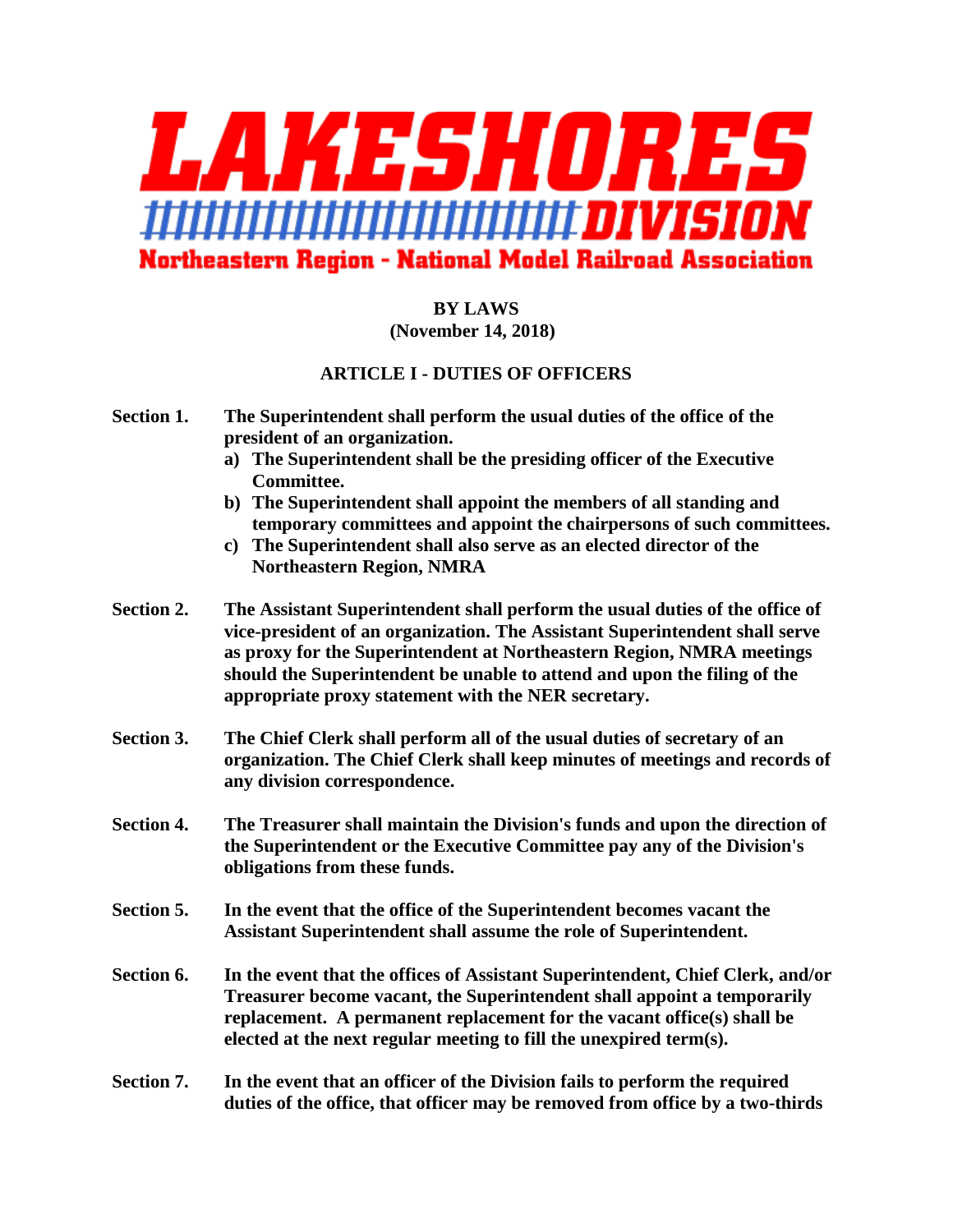# LAKESHORES DIVISION

**Northeastern Region - National Model Railroad Association**

**BY LAWS**
**(November 14, 2018)**

## ARTICLE I - DUTIES OF OFFICERS

**Section 1.** The Superintendent shall perform the usual duties of the office of the president of an organization.

a) The Superintendent shall be the presiding officer of the Executive Committee.
b) The Superintendent shall appoint the members of all standing and temporary committees and appoint the chairpersons of such committees.
c) The Superintendent shall also serve as an elected director of the Northeastern Region, NMRA

**Section 2.** The Assistant Superintendent shall perform the usual duties of the office of vice-president of an organization. The Assistant Superintendent shall serve as proxy for the Superintendent at Northeastern Region, NMRA meetings should the Superintendent be unable to attend and upon the filing of the appropriate proxy statement with the NER secretary.

**Section 3.** The Chief Clerk shall perform all of the usual duties of secretary of an organization. The Chief Clerk shall keep minutes of meetings and records of any division correspondence.

**Section 4.** The Treasurer shall maintain the Division's funds and upon the direction of the Superintendent or the Executive Committee pay any of the Division's obligations from these funds.

**Section 5.** In the event that the office of the Superintendent becomes vacant the Assistant Superintendent shall assume the role of Superintendent.

**Section 6.** In the event that the offices of Assistant Superintendent, Chief Clerk, and/or Treasurer become vacant, the Superintendent shall appoint a temporarily replacement. A permanent replacement for the vacant office(s) shall be elected at the next regular meeting to fill the unexpired term(s).

**Section 7.** In the event that an officer of the Division fails to perform the required duties of the office, that officer may be removed from office by a two-thirds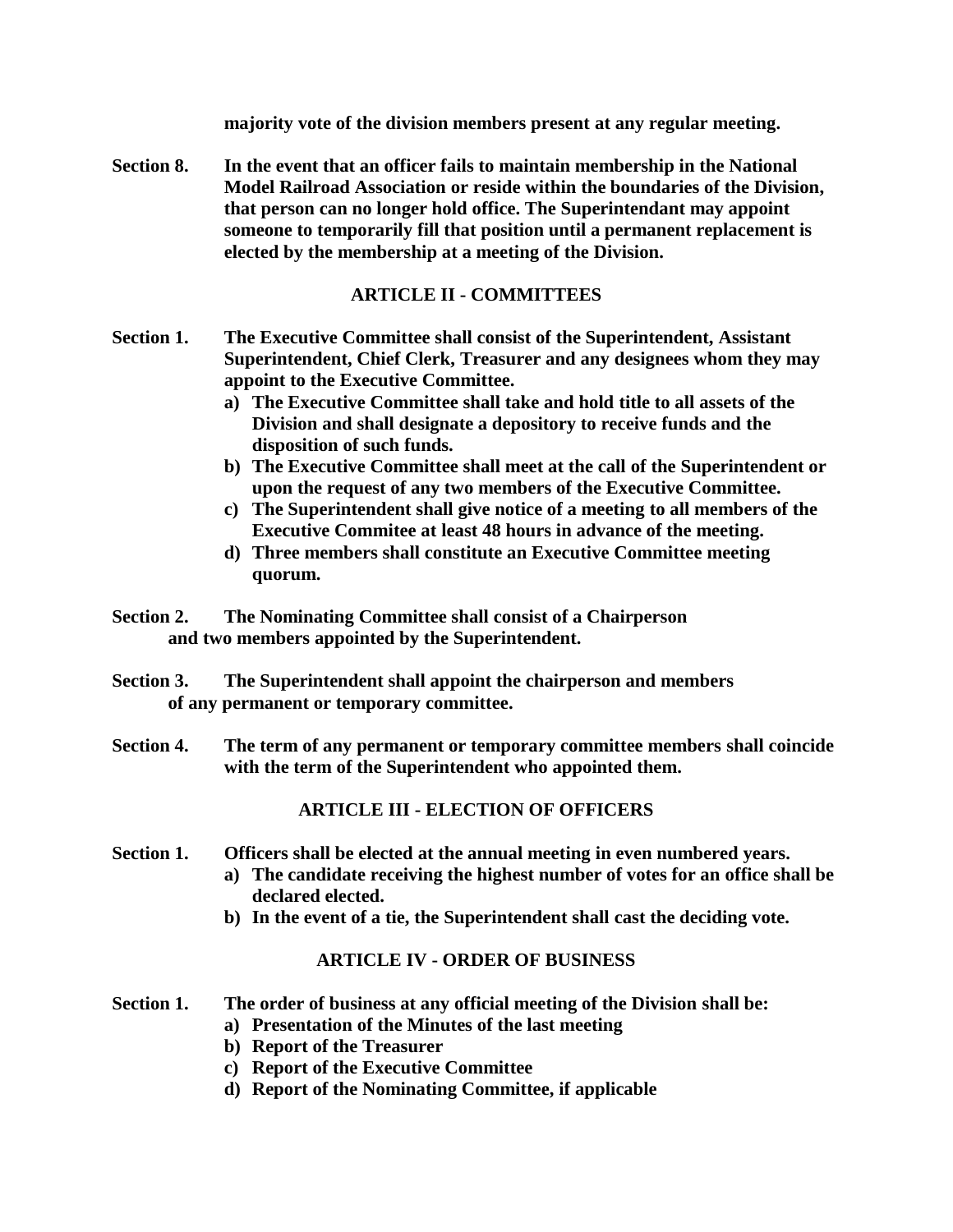**majority vote of the division members present at any regular meeting.**

**Section 8.** **In the event that an officer fails to maintain membership in the National Model Railroad Association or reside within the boundaries of the Division, that person can no longer hold office. The Superintendant may appoint someone to temporarily fill that position until a permanent replacement is elected by the membership at a meeting of the Division.**

## ARTICLE II - COMMITTEES

**Section 1.** **The Executive Committee shall consist of the Superintendent, Assistant Superintendent, Chief Clerk, Treasurer and any designees whom they may appoint to the Executive Committee.**

- **a) The Executive Committee shall take and hold title to all assets of the Division and shall designate a depository to receive funds and the disposition of such funds.**
- **b) The Executive Committee shall meet at the call of the Superintendent or upon the request of any two members of the Executive Committee.**
- **c) The Superintendent shall give notice of a meeting to all members of the Executive Commitee at least 48 hours in advance of the meeting.**
- **d) Three members shall constitute an Executive Committee meeting quorum.**

**Section 2.** **The Nominating Committee shall consist of a Chairperson and two members appointed by the Superintendent.**

**Section 3.** **The Superintendent shall appoint the chairperson and members of any permanent or temporary committee.**

**Section 4.** **The term of any permanent or temporary committee members shall coincide with the term of the Superintendent who appointed them.**

## ARTICLE III - ELECTION OF OFFICERS

**Section 1.** **Officers shall be elected at the annual meeting in even numbered years.**

- **a) The candidate receiving the highest number of votes for an office shall be declared elected.**
- **b) In the event of a tie, the Superintendent shall cast the deciding vote.**

## ARTICLE IV - ORDER OF BUSINESS

**Section 1.** **The order of business at any official meeting of the Division shall be:**

- **a) Presentation of the Minutes of the last meeting**
- **b) Report of the Treasurer**
- **c) Report of the Executive Committee**
- **d) Report of the Nominating Committee, if applicable**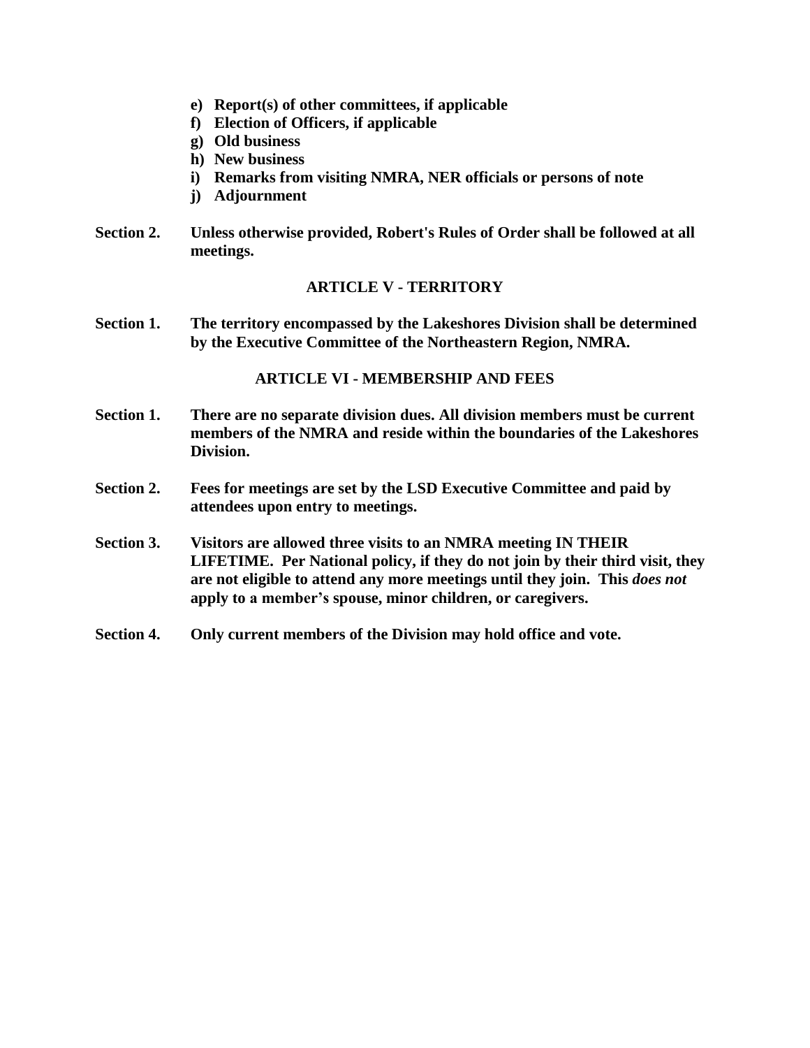e) **Report(s) of other committees, if applicable**
f) **Election of Officers, if applicable**
g) **Old business**
h) **New business**
i) **Remarks from visiting NMRA, NER officials or persons of note**
j) **Adjournment**

**Section 2.** **Unless otherwise provided, Robert's Rules of Order shall be followed at all meetings.**

## ARTICLE V - TERRITORY

**Section 1.** **The territory encompassed by the Lakeshores Division shall be determined by the Executive Committee of the Northeastern Region, NMRA.**

## ARTICLE VI - MEMBERSHIP AND FEES

**Section 1.** **There are no separate division dues. All division members must be current members of the NMRA and reside within the boundaries of the Lakeshores Division.**

**Section 2.** **Fees for meetings are set by the LSD Executive Committee and paid by attendees upon entry to meetings.**

**Section 3.** **Visitors are allowed three visits to an NMRA meeting IN THEIR LIFETIME. Per National policy, if they do not join by their third visit, they are not eligible to attend any more meetings until they join. This *does not* apply to a member's spouse, minor children, or caregivers.**

**Section 4.** **Only current members of the Division may hold office and vote.**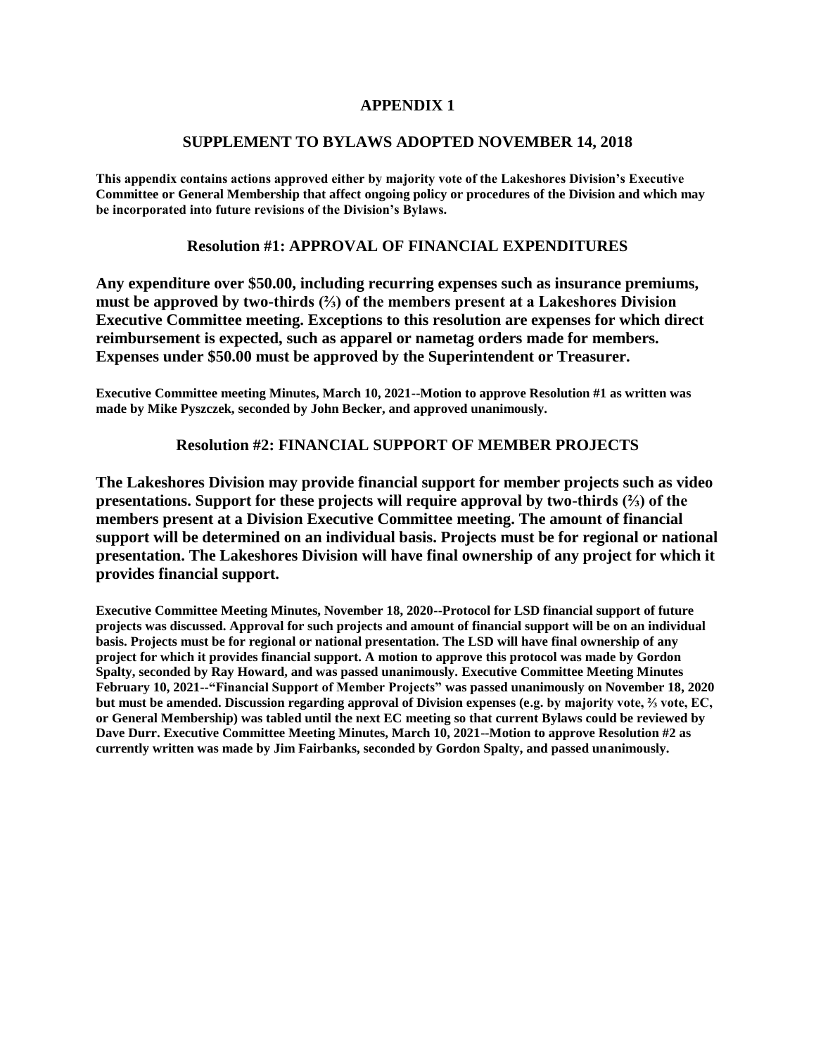# APPENDIX 1

## SUPPLEMENT TO BYLAWS ADOPTED NOVEMBER 14, 2018

**This appendix contains actions approved either by majority vote of the Lakeshores Division's Executive Committee or General Membership that affect ongoing policy or procedures of the Division and which may be incorporated into future revisions of the Division's Bylaws.**

### Resolution #1: APPROVAL OF FINANCIAL EXPENDITURES

**Any expenditure over $50.00, including recurring expenses such as insurance premiums, must be approved by two-thirds (⅔) of the members present at a Lakeshores Division Executive Committee meeting. Exceptions to this resolution are expenses for which direct reimbursement is expected, such as apparel or nametag orders made for members. Expenses under $50.00 must be approved by the Superintendent or Treasurer.**

**Executive Committee meeting Minutes, March 10, 2021--Motion to approve Resolution #1 as written was made by Mike Pyszczek, seconded by John Becker, and approved unanimously.**

### Resolution #2: FINANCIAL SUPPORT OF MEMBER PROJECTS

**The Lakeshores Division may provide financial support for member projects such as video presentations. Support for these projects will require approval by two-thirds (⅔) of the members present at a Division Executive Committee meeting. The amount of financial support will be determined on an individual basis. Projects must be for regional or national presentation. The Lakeshores Division will have final ownership of any project for which it provides financial support.**

**Executive Committee Meeting Minutes, November 18, 2020--Protocol for LSD financial support of future projects was discussed. Approval for such projects and amount of financial support will be on an individual basis. Projects must be for regional or national presentation. The LSD will have final ownership of any project for which it provides financial support. A motion to approve this protocol was made by Gordon Spalty, seconded by Ray Howard, and was passed unanimously. Executive Committee Meeting Minutes February 10, 2021--"Financial Support of Member Projects" was passed unanimously on November 18, 2020 but must be amended. Discussion regarding approval of Division expenses (e.g. by majority vote, ⅔ vote, EC, or General Membership) was tabled until the next EC meeting so that current Bylaws could be reviewed by Dave Durr. Executive Committee Meeting Minutes, March 10, 2021--Motion to approve Resolution #2 as currently written was made by Jim Fairbanks, seconded by Gordon Spalty, and passed unanimously.**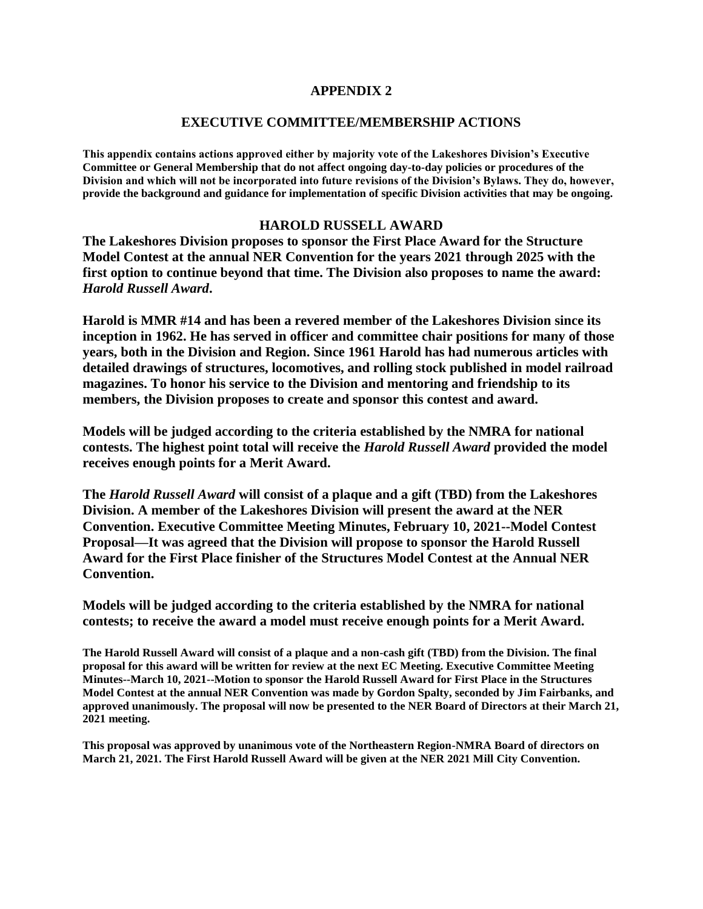## APPENDIX 2

## EXECUTIVE COMMITTEE/MEMBERSHIP ACTIONS

**This appendix contains actions approved either by majority vote of the Lakeshores Division's Executive Committee or General Membership that do not affect ongoing day-to-day policies or procedures of the Division and which will not be incorporated into future revisions of the Division's Bylaws. They do, however, provide the background and guidance for implementation of specific Division activities that may be ongoing.**

### HAROLD RUSSELL AWARD

**The Lakeshores Division proposes to sponsor the First Place Award for the Structure Model Contest at the annual NER Convention for the years 2021 through 2025 with the first option to continue beyond that time. The Division also proposes to name the award: *Harold Russell Award*.**

**Harold is MMR #14 and has been a revered member of the Lakeshores Division since its inception in 1962. He has served in officer and committee chair positions for many of those years, both in the Division and Region. Since 1961 Harold has had numerous articles with detailed drawings of structures, locomotives, and rolling stock published in model railroad magazines. To honor his service to the Division and mentoring and friendship to its members, the Division proposes to create and sponsor this contest and award.**

**Models will be judged according to the criteria established by the NMRA for national contests. The highest point total will receive the *Harold Russell Award* provided the model receives enough points for a Merit Award.**

**The *Harold Russell Award* will consist of a plaque and a gift (TBD) from the Lakeshores Division. A member of the Lakeshores Division will present the award at the NER Convention. Executive Committee Meeting Minutes, February 10, 2021--Model Contest Proposal—It was agreed that the Division will propose to sponsor the Harold Russell Award for the First Place finisher of the Structures Model Contest at the Annual NER Convention.**

**Models will be judged according to the criteria established by the NMRA for national contests; to receive the award a model must receive enough points for a Merit Award.**

**The Harold Russell Award will consist of a plaque and a non-cash gift (TBD) from the Division. The final proposal for this award will be written for review at the next EC Meeting. Executive Committee Meeting Minutes--March 10, 2021--Motion to sponsor the Harold Russell Award for First Place in the Structures Model Contest at the annual NER Convention was made by Gordon Spalty, seconded by Jim Fairbanks, and approved unanimously. The proposal will now be presented to the NER Board of Directors at their March 21, 2021 meeting.**

**This proposal was approved by unanimous vote of the Northeastern Region-NMRA Board of directors on March 21, 2021. The First Harold Russell Award will be given at the NER 2021 Mill City Convention.**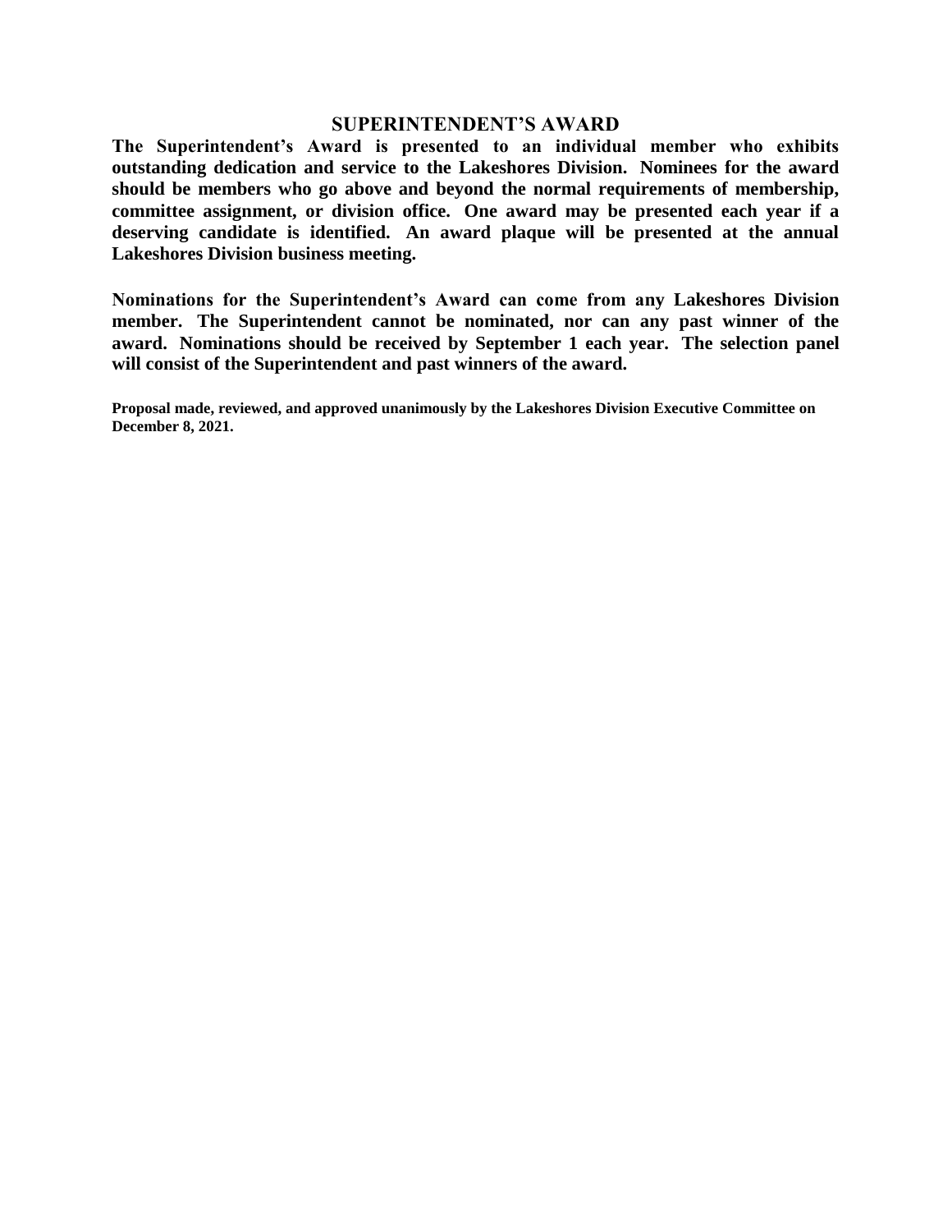## SUPERINTENDENT'S AWARD

**The Superintendent's Award is presented to an individual member who exhibits outstanding dedication and service to the Lakeshores Division. Nominees for the award should be members who go above and beyond the normal requirements of membership, committee assignment, or division office. One award may be presented each year if a deserving candidate is identified. An award plaque will be presented at the annual Lakeshores Division business meeting.**

**Nominations for the Superintendent's Award can come from any Lakeshores Division member. The Superintendent cannot be nominated, nor can any past winner of the award. Nominations should be received by September 1 each year. The selection panel will consist of the Superintendent and past winners of the award.**

**Proposal made, reviewed, and approved unanimously by the Lakeshores Division Executive Committee on December 8, 2021.**